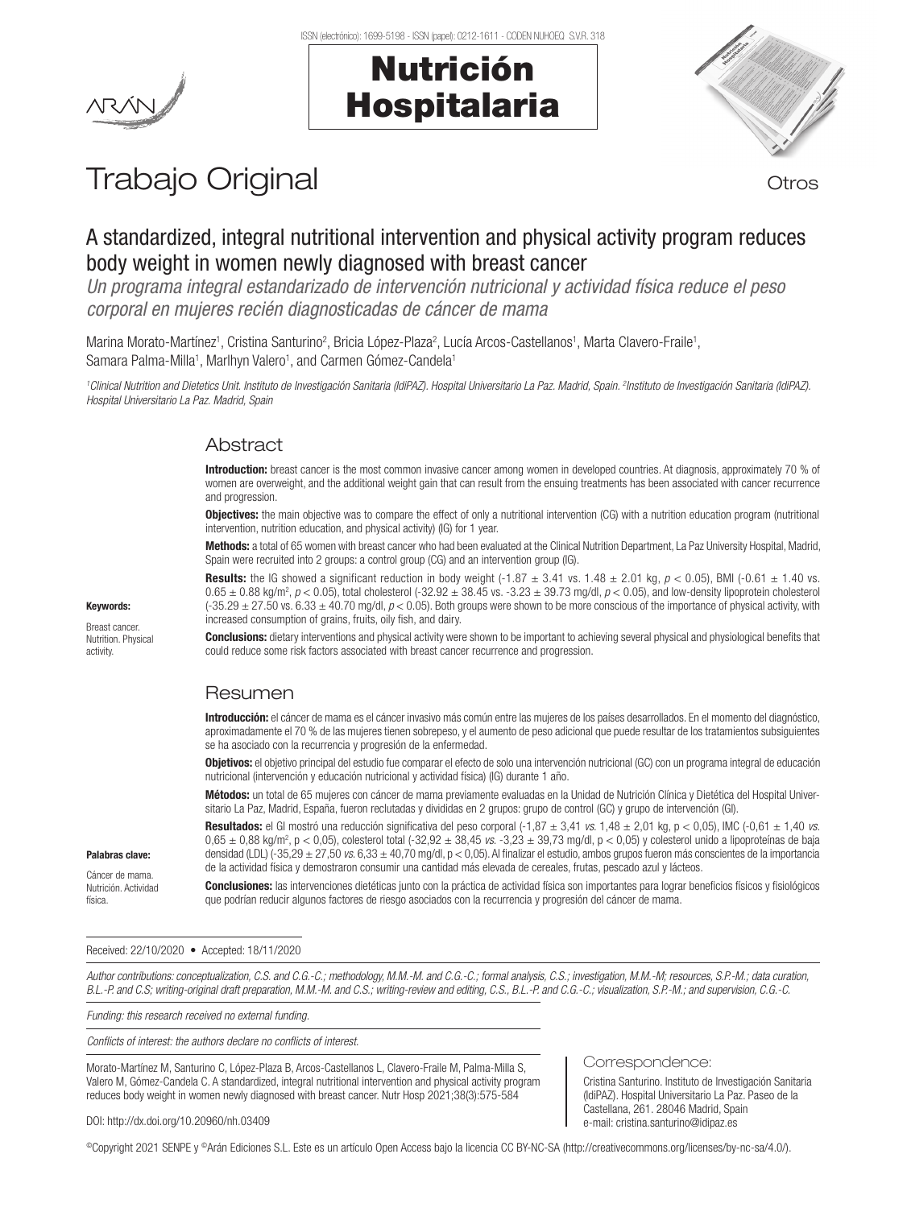Trabajo Original

Otros

# A standardized, integral nutritional intervention and physical activity program reduces body weight in women newly diagnosed with breast cancer

*Un programa integral estandarizado de intervención nutricional y actividad física reduce el peso corporal en mujeres recién diagnosticadas de cáncer de mama*

Marina Morato-Martínez[1], Cristina Santurino[2], Bricia López-Plaza[2], Lucía Arcos-Castellanos[1], Marta Clavero-Fraile[1], Samara Palma-Milla[1], Marlhyn Valero[1], and Carmen Gómez-Candela[1]

*[1]Clinical Nutrition and Dietetics Unit. Instituto de Investigación Sanitaria (IdiPAZ). Hospital Universitario La Paz. Madrid, Spain. [2]Instituto de Investigación Sanitaria (IdiPAZ). Hospital Universitario La Paz. Madrid, Spain*

## Abstract

**Introduction:** breast cancer is the most common invasive cancer among women in developed countries. At diagnosis, approximately 70 % of women are overweight, and the additional weight gain that can result from the ensuing treatments has been associated with cancer recurrence and progression.

**Objectives:** the main objective was to compare the effect of only a nutritional intervention (CG) with a nutrition education program (nutritional intervention, nutrition education, and physical activity) (IG) for 1 year.

**Methods:** a total of 65 women with breast cancer who had been evaluated at the Clinical Nutrition Department, La Paz University Hospital, Madrid, Spain were recruited into 2 groups: a control group (CG) and an intervention group (IG).

**Results:** the IG showed a significant reduction in body weight (-1.87 ± 3.41 vs. 1.48 ± 2.01 kg, $p < 0.05$), BMI (-0.61 ± 1.40 vs. 0.65 ± 0.88 kg/m$^2$, $p < 0.05$), total cholesterol (-32.92 ± 38.45 vs. -3.23 ± 39.73 mg/dl, $p < 0.05$), and low-density lipoprotein cholesterol (-35.29 ± 27.50 vs. 6.33 ± 40.70 mg/dl, $p < 0.05$). Both groups were shown to be more conscious of the importance of physical activity, with increased consumption of grains, fruits, oily fish, and dairy.

**Conclusions:** dietary interventions and physical activity were shown to be important to achieving several physical and physiological benefits that could reduce some risk factors associated with breast cancer recurrence and progression.

**Keywords:**

Breast cancer. Nutrition. Physical activity.

## Resumen

**Introducción:** el cáncer de mama es el cáncer invasivo más común entre las mujeres de los países desarrollados. En el momento del diagnóstico, aproximadamente el 70 % de las mujeres tienen sobrepeso, y el aumento de peso adicional que puede resultar de los tratamientos subsiguientes se ha asociado con la recurrencia y progresión de la enfermedad.

**Objetivos:** el objetivo principal del estudio fue comparar el efecto de solo una intervención nutricional (GC) con un programa integral de educación nutricional (intervención y educación nutricional y actividad física) (IG) durante 1 año.

**Métodos:** un total de 65 mujeres con cáncer de mama previamente evaluadas en la Unidad de Nutrición Clínica y Dietética del Hospital Universitario La Paz, Madrid, España, fueron reclutadas y divididas en 2 grupos: grupo de control (GC) y grupo de intervención (GI).

**Resultados:** el GI mostró una reducción significativa del peso corporal (-1,87 ± 3,41 *vs.* 1,48 ± 2,01 kg, p < 0,05), IMC (-0,61 ± 1,40 *vs.* 0,65 ± 0,88 kg/m$^2$, p < 0,05), colesterol total (-32,92 ± 38,45 *vs.* -3,23 ± 39,73 mg/dl, p < 0,05) y colesterol unido a lipoproteínas de baja densidad (LDL) (-35,29 ± 27,50 *vs.* 6,33 ± 40,70 mg/dl, p < 0,05). Al finalizar el estudio, ambos grupos fueron más conscientes de la importancia de la actividad física y demostraron consumir una cantidad más elevada de cereales, frutas, pescado azul y lácteos.

**Conclusiones:** las intervenciones dietéticas junto con la práctica de actividad física son importantes para lograr beneficios físicos y fisiológicos que podrían reducir algunos factores de riesgo asociados con la recurrencia y progresión del cáncer de mama.

**Palabras clave:**

Cáncer de mama. Nutrición. Actividad física.

Received: 22/10/2020 • Accepted: 18/11/2020

*Author contributions: conceptualization, C.S. and C.G.-C.; methodology, M.M.-M. and C.G.-C.; formal analysis, C.S.; investigation, M.M.-M; resources, S.P.-M.; data curation, B.L.-P. and C.S; writing-original draft preparation, M.M.-M. and C.S.; writing-review and editing, C.S., B.L.-P. and C.G.-C.; visualization, S.P.-M.; and supervision, C.G.-C.*

*Funding: this research received no external funding.*

*Conflicts of interest: the authors declare no conflicts of interest.*

Morato-Martínez M, Santurino C, López-Plaza B, Arcos-Castellanos L, Clavero-Fraile M, Palma-Milla S, Valero M, Gómez-Candela C. A standardized, integral nutritional intervention and physical activity program reduces body weight in women newly diagnosed with breast cancer. Nutr Hosp 2021;38(3):575-584

DOI: http://dx.doi.org/10.20960/nh.03409

Correspondence:

Cristina Santurino. Instituto de Investigación Sanitaria (IdiPAZ). Hospital Universitario La Paz. Paseo de la Castellana, 261. 28046 Madrid, Spain
e-mail: cristina.santurino@idipaz.es

©Copyright 2021 SENPE y ©Arán Ediciones S.L. Este es un artículo Open Access bajo la licencia CC BY-NC-SA (http://creativecommons.org/licenses/by-nc-sa/4.0/).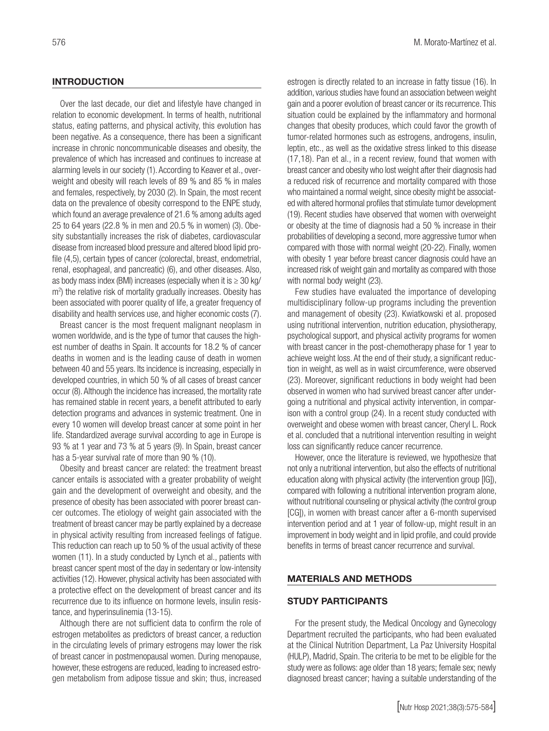## INTRODUCTION

Over the last decade, our diet and lifestyle have changed in relation to economic development. In terms of health, nutritional status, eating patterns, and physical activity, this evolution has been negative. As a consequence, there has been a significant increase in chronic noncommunicable diseases and obesity, the prevalence of which has increased and continues to increase at alarming levels in our society (1). According to Keaver et al., overweight and obesity will reach levels of 89 % and 85 % in males and females, respectively, by 2030 (2). In Spain, the most recent data on the prevalence of obesity correspond to the ENPE study, which found an average prevalence of 21.6 % among adults aged 25 to 64 years (22.8 % in men and 20.5 % in women) (3). Obesity substantially increases the risk of diabetes, cardiovascular disease from increased blood pressure and altered blood lipid profile (4,5), certain types of cancer (colorectal, breast, endometrial, renal, esophageal, and pancreatic) (6), and other diseases. Also, as body mass index (BMI) increases (especially when it is ≥ 30 kg/m$^2$) the relative risk of mortality gradually increases. Obesity has been associated with poorer quality of life, a greater frequency of disability and health services use, and higher economic costs (7).

Breast cancer is the most frequent malignant neoplasm in women worldwide, and is the type of tumor that causes the highest number of deaths in Spain. It accounts for 18.2 % of cancer deaths in women and is the leading cause of death in women between 40 and 55 years. Its incidence is increasing, especially in developed countries, in which 50 % of all cases of breast cancer occur (8). Although the incidence has increased, the mortality rate has remained stable in recent years, a benefit attributed to early detection programs and advances in systemic treatment. One in every 10 women will develop breast cancer at some point in her life. Standardized average survival according to age in Europe is 93 % at 1 year and 73 % at 5 years (9). In Spain, breast cancer has a 5-year survival rate of more than 90 % (10).

Obesity and breast cancer are related: the treatment breast cancer entails is associated with a greater probability of weight gain and the development of overweight and obesity, and the presence of obesity has been associated with poorer breast cancer outcomes. The etiology of weight gain associated with the treatment of breast cancer may be partly explained by a decrease in physical activity resulting from increased feelings of fatigue. This reduction can reach up to 50 % of the usual activity of these women (11). In a study conducted by Lynch et al., patients with breast cancer spent most of the day in sedentary or low-intensity activities (12). However, physical activity has been associated with a protective effect on the development of breast cancer and its recurrence due to its influence on hormone levels, insulin resistance, and hyperinsulinemia (13-15).

Although there are not sufficient data to confirm the role of estrogen metabolites as predictors of breast cancer, a reduction in the circulating levels of primary estrogens may lower the risk of breast cancer in postmenopausal women. During menopause, however, these estrogens are reduced, leading to increased estrogen metabolism from adipose tissue and skin; thus, increased estrogen is directly related to an increase in fatty tissue (16). In addition, various studies have found an association between weight gain and a poorer evolution of breast cancer or its recurrence. This situation could be explained by the inflammatory and hormonal changes that obesity produces, which could favor the growth of tumor-related hormones such as estrogens, androgens, insulin, leptin, etc., as well as the oxidative stress linked to this disease (17,18). Pan et al., in a recent review, found that women with breast cancer and obesity who lost weight after their diagnosis had a reduced risk of recurrence and mortality compared with those who maintained a normal weight, since obesity might be associated with altered hormonal profiles that stimulate tumor development (19). Recent studies have observed that women with overweight or obesity at the time of diagnosis had a 50 % increase in their probabilities of developing a second, more aggressive tumor when compared with those with normal weight (20-22). Finally, women with obesity 1 year before breast cancer diagnosis could have an increased risk of weight gain and mortality as compared with those with normal body weight (23).

Few studies have evaluated the importance of developing multidisciplinary follow-up programs including the prevention and management of obesity (23). Kwiatkowski et al. proposed using nutritional intervention, nutrition education, physiotherapy, psychological support, and physical activity programs for women with breast cancer in the post-chemotherapy phase for 1 year to achieve weight loss. At the end of their study, a significant reduction in weight, as well as in waist circumference, were observed (23). Moreover, significant reductions in body weight had been observed in women who had survived breast cancer after undergoing a nutritional and physical activity intervention, in comparison with a control group (24). In a recent study conducted with overweight and obese women with breast cancer, Cheryl L. Rock et al. concluded that a nutritional intervention resulting in weight loss can significantly reduce cancer recurrence.

However, once the literature is reviewed, we hypothesize that not only a nutritional intervention, but also the effects of nutritional education along with physical activity (the intervention group [IG]), compared with following a nutritional intervention program alone, without nutritional counseling or physical activity (the control group [CG]), in women with breast cancer after a 6-month supervised intervention period and at 1 year of follow-up, might result in an improvement in body weight and in lipid profile, and could provide benefits in terms of breast cancer recurrence and survival.

## MATERIALS AND METHODS

### STUDY PARTICIPANTS

For the present study, the Medical Oncology and Gynecology Department recruited the participants, who had been evaluated at the Clinical Nutrition Department, La Paz University Hospital (HULP), Madrid, Spain. The criteria to be met to be eligible for the study were as follows: age older than 18 years; female sex; newly diagnosed breast cancer; having a suitable understanding of the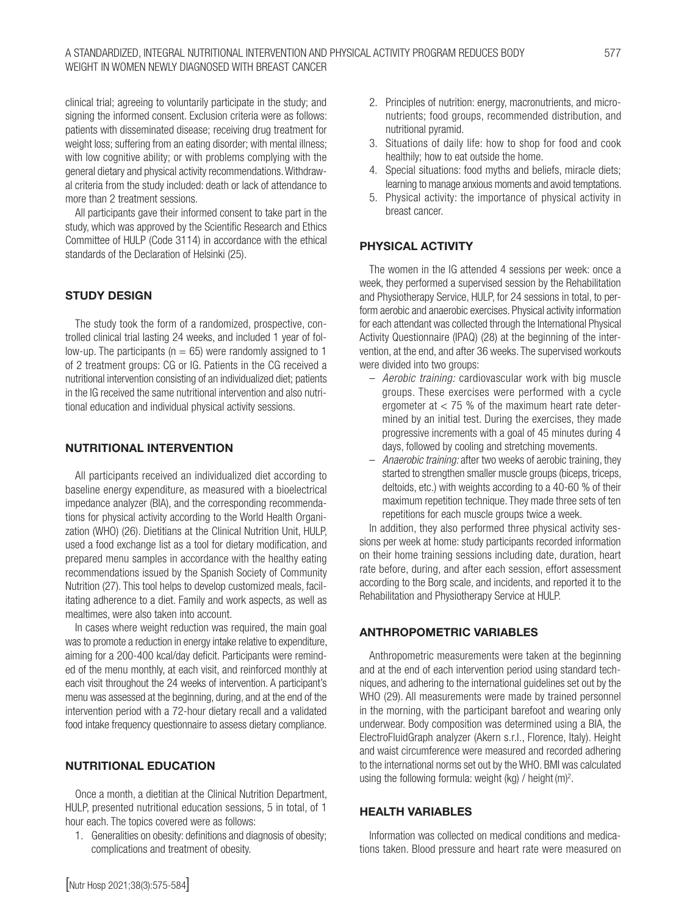clinical trial; agreeing to voluntarily participate in the study; and signing the informed consent. Exclusion criteria were as follows: patients with disseminated disease; receiving drug treatment for weight loss; suffering from an eating disorder; with mental illness; with low cognitive ability; or with problems complying with the general dietary and physical activity recommendations. Withdrawal criteria from the study included: death or lack of attendance to more than 2 treatment sessions.

All participants gave their informed consent to take part in the study, which was approved by the Scientific Research and Ethics Committee of HULP (Code 3114) in accordance with the ethical standards of the Declaration of Helsinki (25).

## STUDY DESIGN

The study took the form of a randomized, prospective, controlled clinical trial lasting 24 weeks, and included 1 year of follow-up. The participants ($n = 65$) were randomly assigned to 1 of 2 treatment groups: CG or IG. Patients in the CG received a nutritional intervention consisting of an individualized diet; patients in the IG received the same nutritional intervention and also nutritional education and individual physical activity sessions.

## NUTRITIONAL INTERVENTION

All participants received an individualized diet according to baseline energy expenditure, as measured with a bioelectrical impedance analyzer (BIA), and the corresponding recommendations for physical activity according to the World Health Organization (WHO) (26). Dietitians at the Clinical Nutrition Unit, HULP, used a food exchange list as a tool for dietary modification, and prepared menu samples in accordance with the healthy eating recommendations issued by the Spanish Society of Community Nutrition (27). This tool helps to develop customized meals, facilitating adherence to a diet. Family and work aspects, as well as mealtimes, were also taken into account.

In cases where weight reduction was required, the main goal was to promote a reduction in energy intake relative to expenditure, aiming for a 200-400 kcal/day deficit. Participants were reminded of the menu monthly, at each visit, and reinforced monthly at each visit throughout the 24 weeks of intervention. A participant's menu was assessed at the beginning, during, and at the end of the intervention period with a 72-hour dietary recall and a validated food intake frequency questionnaire to assess dietary compliance.

## NUTRITIONAL EDUCATION

Once a month, a dietitian at the Clinical Nutrition Department, HULP, presented nutritional education sessions, 5 in total, of 1 hour each. The topics covered were as follows:

1. Generalities on obesity: definitions and diagnosis of obesity; complications and treatment of obesity.
2. Principles of nutrition: energy, macronutrients, and micronutrients; food groups, recommended distribution, and nutritional pyramid.
3. Situations of daily life: how to shop for food and cook healthily; how to eat outside the home.
4. Special situations: food myths and beliefs, miracle diets; learning to manage anxious moments and avoid temptations.
5. Physical activity: the importance of physical activity in breast cancer.

## PHYSICAL ACTIVITY

The women in the IG attended 4 sessions per week: once a week, they performed a supervised session by the Rehabilitation and Physiotherapy Service, HULP, for 24 sessions in total, to perform aerobic and anaerobic exercises. Physical activity information for each attendant was collected through the International Physical Activity Questionnaire (IPAQ) (28) at the beginning of the intervention, at the end, and after 36 weeks. The supervised workouts were divided into two groups:

- *Aerobic training:* cardiovascular work with big muscle groups. These exercises were performed with a cycle ergometer at < 75 % of the maximum heart rate determined by an initial test. During the exercises, they made progressive increments with a goal of 45 minutes during 4 days, followed by cooling and stretching movements.
- *Anaerobic training:* after two weeks of aerobic training, they started to strengthen smaller muscle groups (biceps, triceps, deltoids, etc.) with weights according to a 40-60 % of their maximum repetition technique. They made three sets of ten repetitions for each muscle groups twice a week.

In addition, they also performed three physical activity sessions per week at home: study participants recorded information on their home training sessions including date, duration, heart rate before, during, and after each session, effort assessment according to the Borg scale, and incidents, and reported it to the Rehabilitation and Physiotherapy Service at HULP.

## ANTHROPOMETRIC VARIABLES

Anthropometric measurements were taken at the beginning and at the end of each intervention period using standard techniques, and adhering to the international guidelines set out by the WHO (29). All measurements were made by trained personnel in the morning, with the participant barefoot and wearing only underwear. Body composition was determined using a BIA, the ElectroFluidGraph analyzer (Akern s.r.l., Florence, Italy). Height and waist circumference were measured and recorded adhering to the international norms set out by the WHO. BMI was calculated using the following formula: weight (kg) / height $(m)^2$.

## HEALTH VARIABLES

Information was collected on medical conditions and medications taken. Blood pressure and heart rate were measured on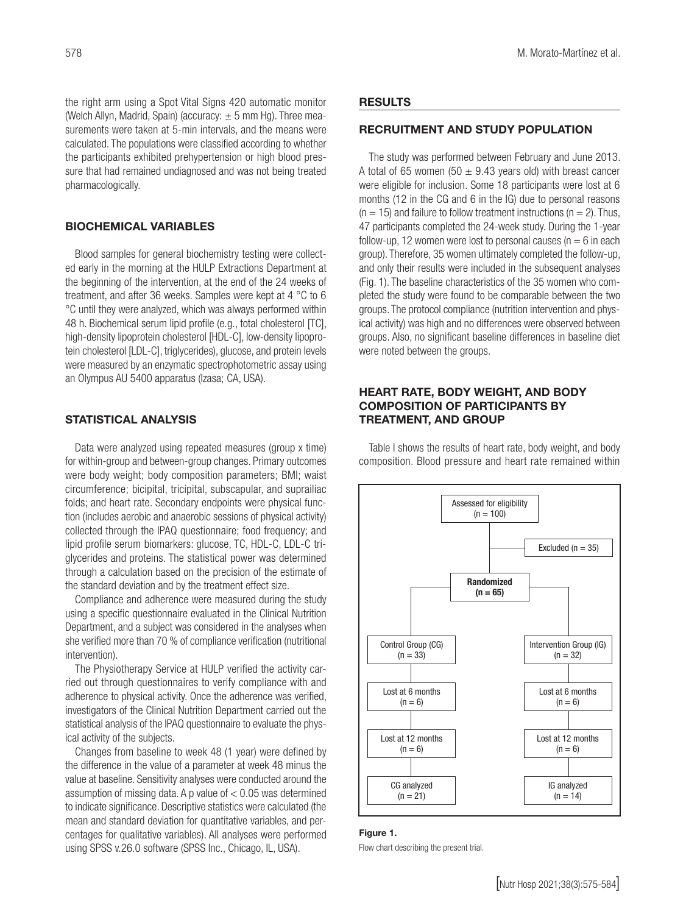the right arm using a Spot Vital Signs 420 automatic monitor (Welch Allyn, Madrid, Spain) (accuracy: ± 5 mm Hg). Three measurements were taken at 5-min intervals, and the means were calculated. The populations were classified according to whether the participants exhibited prehypertension or high blood pressure that had remained undiagnosed and was not being treated pharmacologically.

## BIOCHEMICAL VARIABLES

Blood samples for general biochemistry testing were collected early in the morning at the HULP Extractions Department at the beginning of the intervention, at the end of the 24 weeks of treatment, and after 36 weeks. Samples were kept at 4 °C to 6 °C until they were analyzed, which was always performed within 48 h. Biochemical serum lipid profile (e.g., total cholesterol [TC], high-density lipoprotein cholesterol [HDL-C], low-density lipoprotein cholesterol [LDL-C], triglycerides), glucose, and protein levels were measured by an enzymatic spectrophotometric assay using an Olympus AU 5400 apparatus (Izasa; CA, USA).

## STATISTICAL ANALYSIS

Data were analyzed using repeated measures (group x time) for within-group and between-group changes. Primary outcomes were body weight; body composition parameters; BMI; waist circumference; bicipital, tricipital, subscapular, and suprailiac folds; and heart rate. Secondary endpoints were physical function (includes aerobic and anaerobic sessions of physical activity) collected through the IPAQ questionnaire; food frequency; and lipid profile serum biomarkers: glucose, TC, HDL-C, LDL-C triglycerides and proteins. The statistical power was determined through a calculation based on the precision of the estimate of the standard deviation and by the treatment effect size.

Compliance and adherence were measured during the study using a specific questionnaire evaluated in the Clinical Nutrition Department, and a subject was considered in the analyses when she verified more than 70 % of compliance verification (nutritional intervention).

The Physiotherapy Service at HULP verified the activity carried out through questionnaires to verify compliance with and adherence to physical activity. Once the adherence was verified, investigators of the Clinical Nutrition Department carried out the statistical analysis of the IPAQ questionnaire to evaluate the physical activity of the subjects.

Changes from baseline to week 48 (1 year) were defined by the difference in the value of a parameter at week 48 minus the value at baseline. Sensitivity analyses were conducted around the assumption of missing data. A p value of $< 0.05$ was determined to indicate significance. Descriptive statistics were calculated (the mean and standard deviation for quantitative variables, and percentages for qualitative variables). All analyses were performed using SPSS v.26.0 software (SPSS Inc., Chicago, IL, USA).

## RESULTS

## RECRUITMENT AND STUDY POPULATION

The study was performed between February and June 2013. A total of 65 women (50 ± 9.43 years old) with breast cancer were eligible for inclusion. Some 18 participants were lost at 6 months (12 in the CG and 6 in the IG) due to personal reasons ($n = 15$) and failure to follow treatment instructions ($n = 2$). Thus, 47 participants completed the 24-week study. During the 1-year follow-up, 12 women were lost to personal causes ($n = 6$ in each group). Therefore, 35 women ultimately completed the follow-up, and only their results were included in the subsequent analyses (Fig. 1). The baseline characteristics of the 35 women who completed the study were found to be comparable between the two groups. The protocol compliance (nutrition intervention and physical activity) was high and no differences were observed between groups. Also, no significant baseline differences in baseline diet were noted between the groups.

## HEART RATE, BODY WEIGHT, AND BODY COMPOSITION OF PARTICIPANTS BY TREATMENT, AND GROUP

Table I shows the results of heart rate, body weight, and body composition. Blood pressure and heart rate remained within

**Figure 1.**

Flow chart describing the present trial.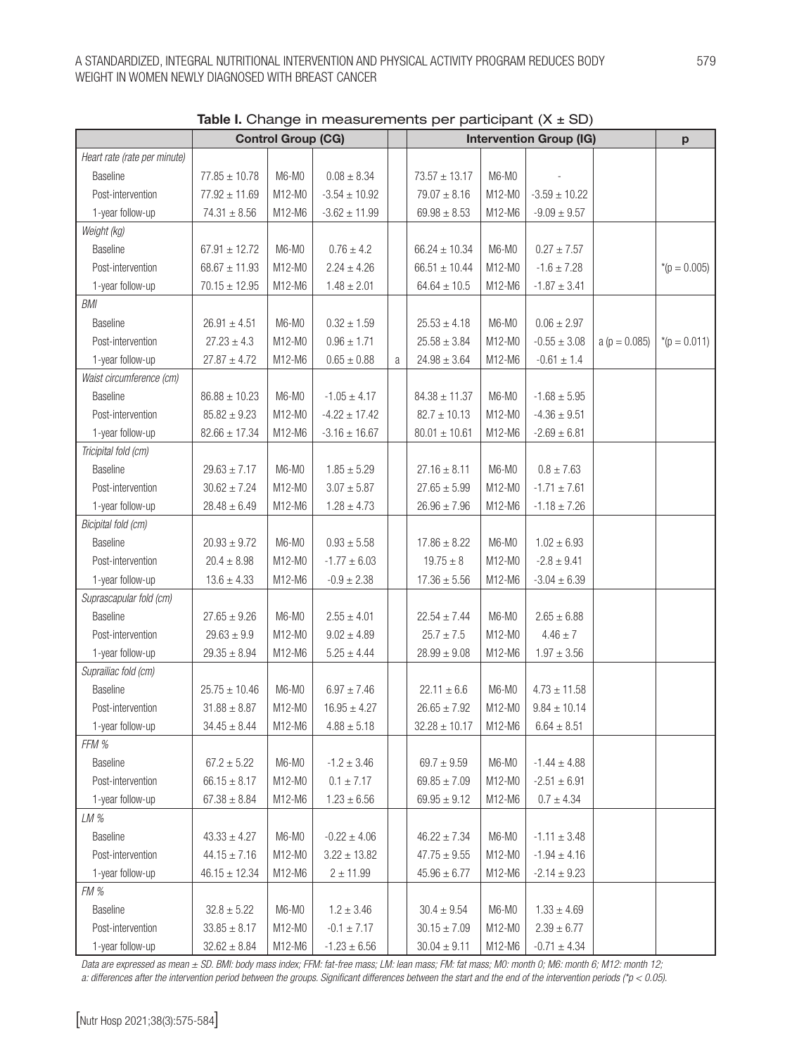**Table I.** Change in measurements per participant (X ± SD)

| | Control Group (CG) | | | | Intervention Group (IG) | | | | p |
|---|---|---|---|---|---|---|---|---|---|
| *Heart rate (rate per minute)* | | | | | | | | | |
| Baseline | 77.85 ± 10.78 | M6-M0 | 0.08 ± 8.34 | | 73.57 ± 13.17 | M6-M0 | - | | |
| Post-intervention | 77.92 ± 11.69 | M12-M0 | -3.54 ± 10.92 | | 79.07 ± 8.16 | M12-M0 | -3.59 ± 10.22 | | |
| 1-year follow-up | 74.31 ± 8.56 | M12-M6 | -3.62 ± 11.99 | | 69.98 ± 8.53 | M12-M6 | -9.09 ± 9.57 | | |
| *Weight (kg)* | | | | | | | | | |
| Baseline | 67.91 ± 12.72 | M6-M0 | 0.76 ± 4.2 | | 66.24 ± 10.34 | M6-M0 | 0.27 ± 7.57 | | |
| Post-intervention | 68.67 ± 11.93 | M12-M0 | 2.24 ± 4.26 | | 66.51 ± 10.44 | M12-M0 | -1.6 ± 7.28 | | *(p = 0.005) |
| 1-year follow-up | 70.15 ± 12.95 | M12-M6 | 1.48 ± 2.01 | | 64.64 ± 10.5 | M12-M6 | -1.87 ± 3.41 | | |
| *BMI* | | | | | | | | | |
| Baseline | 26.91 ± 4.51 | M6-M0 | 0.32 ± 1.59 | | 25.53 ± 4.18 | M6-M0 | 0.06 ± 2.97 | | |
| Post-intervention | 27.23 ± 4.3 | M12-M0 | 0.96 ± 1.71 | | 25.58 ± 3.84 | M12-M0 | -0.55 ± 3.08 | a (p = 0.085) | *(p = 0.011) |
| 1-year follow-up | 27.87 ± 4.72 | M12-M6 | 0.65 ± 0.88 | a | 24.98 ± 3.64 | M12-M6 | -0.61 ± 1.4 | | |
| *Waist circumference (cm)* | | | | | | | | | |
| Baseline | 86.88 ± 10.23 | M6-M0 | -1.05 ± 4.17 | | 84.38 ± 11.37 | M6-M0 | -1.68 ± 5.95 | | |
| Post-intervention | 85.82 ± 9.23 | M12-M0 | -4.22 ± 17.42 | | 82.7 ± 10.13 | M12-M0 | -4.36 ± 9.51 | | |
| 1-year follow-up | 82.66 ± 17.34 | M12-M6 | -3.16 ± 16.67 | | 80.01 ± 10.61 | M12-M6 | -2.69 ± 6.81 | | |
| *Tricipital fold (cm)* | | | | | | | | | |
| Baseline | 29.63 ± 7.17 | M6-M0 | 1.85 ± 5.29 | | 27.16 ± 8.11 | M6-M0 | 0.8 ± 7.63 | | |
| Post-intervention | 30.62 ± 7.24 | M12-M0 | 3.07 ± 5.87 | | 27.65 ± 5.99 | M12-M0 | -1.71 ± 7.61 | | |
| 1-year follow-up | 28.48 ± 6.49 | M12-M6 | 1.28 ± 4.73 | | 26.96 ± 7.96 | M12-M6 | -1.18 ± 7.26 | | |
| *Bicipital fold (cm)* | | | | | | | | | |
| Baseline | 20.93 ± 9.72 | M6-M0 | 0.93 ± 5.58 | | 17.86 ± 8.22 | M6-M0 | 1.02 ± 6.93 | | |
| Post-intervention | 20.4 ± 8.98 | M12-M0 | -1.77 ± 6.03 | | 19.75 ± 8 | M12-M0 | -2.8 ± 9.41 | | |
| 1-year follow-up | 13.6 ± 4.33 | M12-M6 | -0.9 ± 2.38 | | 17.36 ± 5.56 | M12-M6 | -3.04 ± 6.39 | | |
| *Suprascapular fold (cm)* | | | | | | | | | |
| Baseline | 27.65 ± 9.26 | M6-M0 | 2.55 ± 4.01 | | 22.54 ± 7.44 | M6-M0 | 2.65 ± 6.88 | | |
| Post-intervention | 29.63 ± 9.9 | M12-M0 | 9.02 ± 4.89 | | 25.7 ± 7.5 | M12-M0 | 4.46 ± 7 | | |
| 1-year follow-up | 29.35 ± 8.94 | M12-M6 | 5.25 ± 4.44 | | 28.99 ± 9.08 | M12-M6 | 1.97 ± 3.56 | | |
| *Suprailiac fold (cm)* | | | | | | | | | |
| Baseline | 25.75 ± 10.46 | M6-M0 | 6.97 ± 7.46 | | 22.11 ± 6.6 | M6-M0 | 4.73 ± 11.58 | | |
| Post-intervention | 31.88 ± 8.87 | M12-M0 | 16.95 ± 4.27 | | 26.65 ± 7.92 | M12-M0 | 9.84 ± 10.14 | | |
| 1-year follow-up | 34.45 ± 8.44 | M12-M6 | 4.88 ± 5.18 | | 32.28 ± 10.17 | M12-M6 | 6.64 ± 8.51 | | |
| *FFM %* | | | | | | | | | |
| Baseline | 67.2 ± 5.22 | M6-M0 | -1.2 ± 3.46 | | 69.7 ± 9.59 | M6-M0 | -1.44 ± 4.88 | | |
| Post-intervention | 66.15 ± 8.17 | M12-M0 | 0.1 ± 7.17 | | 69.85 ± 7.09 | M12-M0 | -2.51 ± 6.91 | | |
| 1-year follow-up | 67.38 ± 8.84 | M12-M6 | 1.23 ± 6.56 | | 69.95 ± 9.12 | M12-M6 | 0.7 ± 4.34 | | |
| *LM %* | | | | | | | | | |
| Baseline | 43.33 ± 4.27 | M6-M0 | -0.22 ± 4.06 | | 46.22 ± 7.34 | M6-M0 | -1.11 ± 3.48 | | |
| Post-intervention | 44.15 ± 7.16 | M12-M0 | 3.22 ± 13.82 | | 47.75 ± 9.55 | M12-M0 | -1.94 ± 4.16 | | |
| 1-year follow-up | 46.15 ± 12.34 | M12-M6 | 2 ± 11.99 | | 45.96 ± 6.77 | M12-M6 | -2.14 ± 9.23 | | |
| *FM %* | | | | | | | | | |
| Baseline | 32.8 ± 5.22 | M6-M0 | 1.2 ± 3.46 | | 30.4 ± 9.54 | M6-M0 | 1.33 ± 4.69 | | |
| Post-intervention | 33.85 ± 8.17 | M12-M0 | -0.1 ± 7.17 | | 30.15 ± 7.09 | M12-M0 | 2.39 ± 6.77 | | |
| 1-year follow-up | 32.62 ± 8.84 | M12-M6 | -1.23 ± 6.56 | | 30.04 ± 9.11 | M12-M6 | -0.71 ± 4.34 | | |

*Data are expressed as mean ± SD. BMI: body mass index; FFM: fat-free mass; LM: lean mass; FM: fat mass; M0: month 0; M6: month 6; M12: month 12; a: differences after the intervention period between the groups. Significant differences between the start and the end of the intervention periods (\*$p < 0.05$).*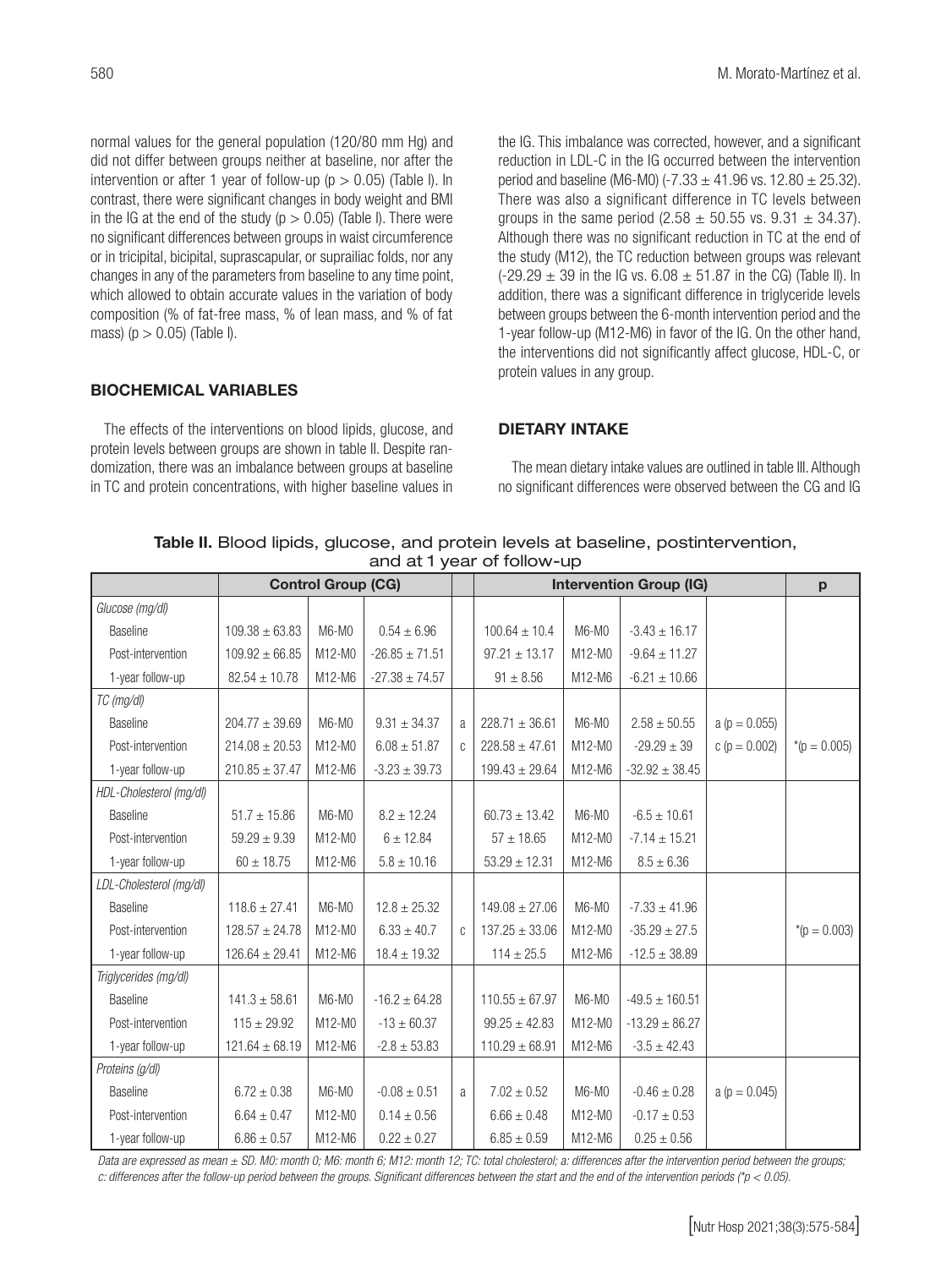normal values for the general population (120/80 mm Hg) and did not differ between groups neither at baseline, nor after the intervention or after 1 year of follow-up ($p > 0.05$) (Table I). In contrast, there were significant changes in body weight and BMI in the IG at the end of the study ($p > 0.05$) (Table I). There were no significant differences between groups in waist circumference or in tricipital, bicipital, suprascapular, or suprailiac folds, nor any changes in any of the parameters from baseline to any time point, which allowed to obtain accurate values in the variation of body composition (% of fat-free mass, % of lean mass, and % of fat mass) ($p > 0.05$) (Table I).

### BIOCHEMICAL VARIABLES

The effects of the interventions on blood lipids, glucose, and protein levels between groups are shown in table II. Despite randomization, there was an imbalance between groups at baseline in TC and protein concentrations, with higher baseline values in the IG. This imbalance was corrected, however, and a significant reduction in LDL-C in the IG occurred between the intervention period and baseline (M6-M0) (-7.33 ± 41.96 vs. 12.80 ± 25.32). There was also a significant difference in TC levels between groups in the same period (2.58 ± 50.55 vs. 9.31 ± 34.37). Although there was no significant reduction in TC at the end of the study (M12), the TC reduction between groups was relevant (-29.29 ± 39 in the IG vs. 6.08 ± 51.87 in the CG) (Table II). In addition, there was a significant difference in triglyceride levels between groups between the 6-month intervention period and the 1-year follow-up (M12-M6) in favor of the IG. On the other hand, the interventions did not significantly affect glucose, HDL-C, or protein values in any group.

### DIETARY INTAKE

The mean dietary intake values are outlined in table III. Although no significant differences were observed between the CG and IG

**Table II.** Blood lipids, glucose, and protein levels at baseline, postintervention, and at 1 year of follow-up

| | Control Group (CG) | | | | Intervention Group (IG) | | | | p |
|---|---|---|---|---|---|---|---|---|---|
| *Glucose (mg/dl)* | | | | | | | | | |
| Baseline | 109.38 ± 63.83 | M6-M0 | 0.54 ± 6.96 | | 100.64 ± 10.4 | M6-M0 | -3.43 ± 16.17 | | |
| Post-intervention | 109.92 ± 66.85 | M12-M0 | -26.85 ± 71.51 | | 97.21 ± 13.17 | M12-M0 | -9.64 ± 11.27 | | |
| 1-year follow-up | 82.54 ± 10.78 | M12-M6 | -27.38 ± 74.57 | | 91 ± 8.56 | M12-M6 | -6.21 ± 10.66 | | |
| *TC (mg/dl)* | | | | | | | | | |
| Baseline | 204.77 ± 39.69 | M6-M0 | 9.31 ± 34.37 | a | 228.71 ± 36.61 | M6-M0 | 2.58 ± 50.55 | a (p = 0.055) | |
| Post-intervention | 214.08 ± 20.53 | M12-M0 | 6.08 ± 51.87 | c | 228.58 ± 47.61 | M12-M0 | -29.29 ± 39 | c (p = 0.002) | *(p = 0.005) |
| 1-year follow-up | 210.85 ± 37.47 | M12-M6 | -3.23 ± 39.73 | | 199.43 ± 29.64 | M12-M6 | -32.92 ± 38.45 | | |
| *HDL-Cholesterol (mg/dl)* | | | | | | | | | |
| Baseline | 51.7 ± 15.86 | M6-M0 | 8.2 ± 12.24 | | 60.73 ± 13.42 | M6-M0 | -6.5 ± 10.61 | | |
| Post-intervention | 59.29 ± 9.39 | M12-M0 | 6 ± 12.84 | | 57 ± 18.65 | M12-M0 | -7.14 ± 15.21 | | |
| 1-year follow-up | 60 ± 18.75 | M12-M6 | 5.8 ± 10.16 | | 53.29 ± 12.31 | M12-M6 | 8.5 ± 6.36 | | |
| *LDL-Cholesterol (mg/dl)* | | | | | | | | | |
| Baseline | 118.6 ± 27.41 | M6-M0 | 12.8 ± 25.32 | | 149.08 ± 27.06 | M6-M0 | -7.33 ± 41.96 | | |
| Post-intervention | 128.57 ± 24.78 | M12-M0 | 6.33 ± 40.7 | c | 137.25 ± 33.06 | M12-M0 | -35.29 ± 27.5 | | *(p = 0.003) |
| 1-year follow-up | 126.64 ± 29.41 | M12-M6 | 18.4 ± 19.32 | | 114 ± 25.5 | M12-M6 | -12.5 ± 38.89 | | |
| *Triglycerides (mg/dl)* | | | | | | | | | |
| Baseline | 141.3 ± 58.61 | M6-M0 | -16.2 ± 64.28 | | 110.55 ± 67.97 | M6-M0 | -49.5 ± 160.51 | | |
| Post-intervention | 115 ± 29.92 | M12-M0 | -13 ± 60.37 | | 99.25 ± 42.83 | M12-M0 | -13.29 ± 86.27 | | |
| 1-year follow-up | 121.64 ± 68.19 | M12-M6 | -2.8 ± 53.83 | | 110.29 ± 68.91 | M12-M6 | -3.5 ± 42.43 | | |
| *Proteins (g/dl)* | | | | | | | | | |
| Baseline | 6.72 ± 0.38 | M6-M0 | -0.08 ± 0.51 | a | 7.02 ± 0.52 | M6-M0 | -0.46 ± 0.28 | a (p = 0.045) | |
| Post-intervention | 6.64 ± 0.47 | M12-M0 | 0.14 ± 0.56 | | 6.66 ± 0.48 | M12-M0 | -0.17 ± 0.53 | | |
| 1-year follow-up | 6.86 ± 0.57 | M12-M6 | 0.22 ± 0.27 | | 6.85 ± 0.59 | M12-M6 | 0.25 ± 0.56 | | |

*Data are expressed as mean ± SD. M0: month 0; M6: month 6; M12: month 12; TC: total cholesterol; a: differences after the intervention period between the groups; c: differences after the follow-up period between the groups. Significant differences between the start and the end of the intervention periods (*$p < 0.05$).*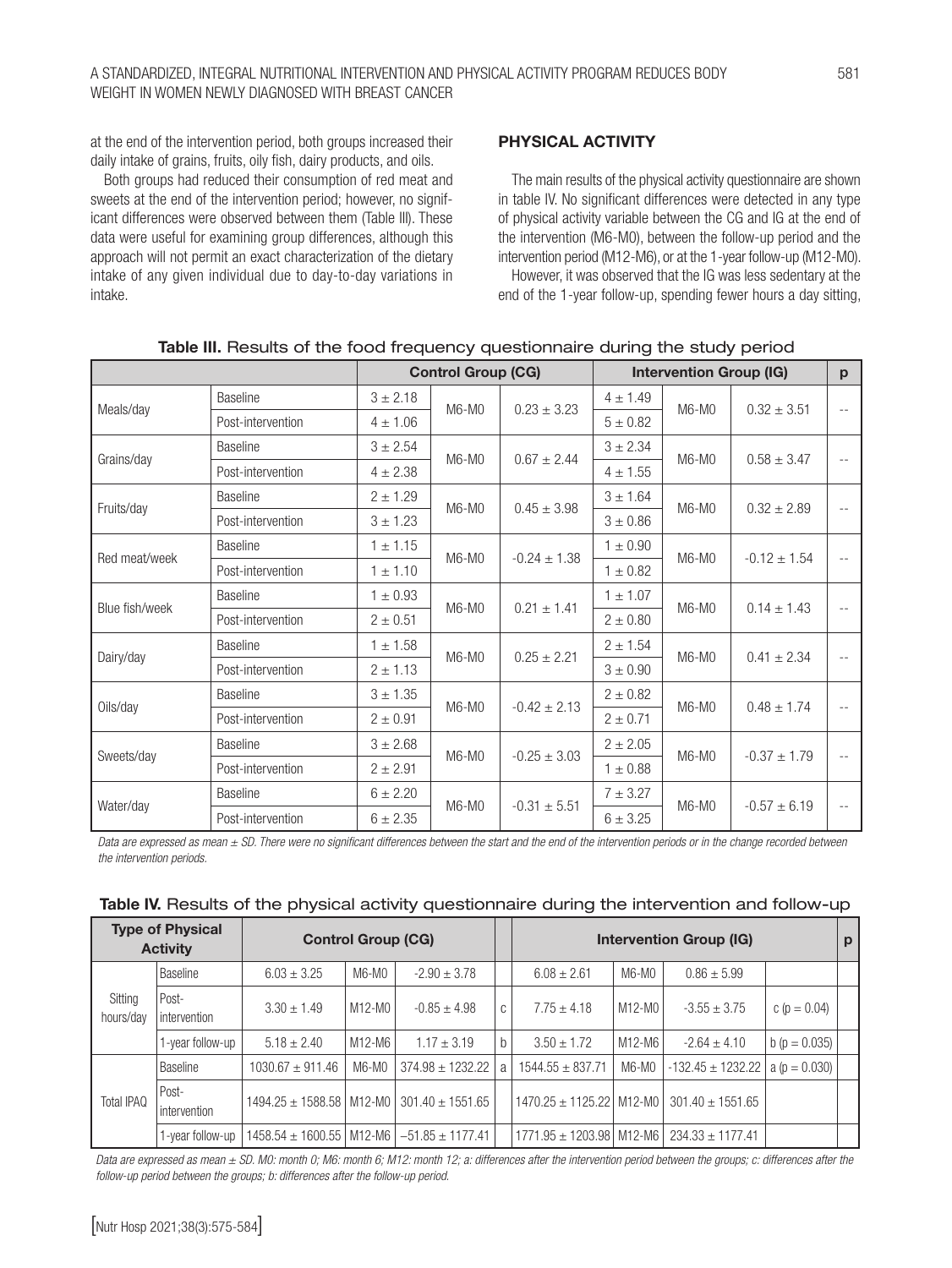at the end of the intervention period, both groups increased their daily intake of grains, fruits, oily fish, dairy products, and oils.

Both groups had reduced their consumption of red meat and sweets at the end of the intervention period; however, no significant differences were observed between them (Table III). These data were useful for examining group differences, although this approach will not permit an exact characterization of the dietary intake of any given individual due to day-to-day variations in intake.

## PHYSICAL ACTIVITY

The main results of the physical activity questionnaire are shown in table IV. No significant differences were detected in any type of physical activity variable between the CG and IG at the end of the intervention (M6-M0), between the follow-up period and the intervention period (M12-M6), or at the 1-year follow-up (M12-M0).

However, it was observed that the IG was less sedentary at the end of the 1-year follow-up, spending fewer hours a day sitting,

**Table III.** Results of the food frequency questionnaire during the study period

| | | Control Group (CG) | | | Intervention Group (IG) | | | p |
|---|---|---|---|---|---|---|---|---|
| Meals/day | Baseline | 3 ± 2.18 | M6-M0 | 0.23 ± 3.23 | 4 ± 1.49 | M6-M0 | 0.32 ± 3.51 | -- |
| | Post-intervention | 4 ± 1.06 | | | 5 ± 0.82 | | | |
| Grains/day | Baseline | 3 ± 2.54 | M6-M0 | 0.67 ± 2.44 | 3 ± 2.34 | M6-M0 | 0.58 ± 3.47 | -- |
| | Post-intervention | 4 ± 2.38 | | | 4 ± 1.55 | | | |
| Fruits/day | Baseline | 2 ± 1.29 | M6-M0 | 0.45 ± 3.98 | 3 ± 1.64 | M6-M0 | 0.32 ± 2.89 | -- |
| | Post-intervention | 3 ± 1.23 | | | 3 ± 0.86 | | | |
| Red meat/week | Baseline | 1 ± 1.15 | M6-M0 | -0.24 ± 1.38 | 1 ± 0.90 | M6-M0 | -0.12 ± 1.54 | -- |
| | Post-intervention | 1 ± 1.10 | | | 1 ± 0.82 | | | |
| Blue fish/week | Baseline | 1 ± 0.93 | M6-M0 | 0.21 ± 1.41 | 1 ± 1.07 | M6-M0 | 0.14 ± 1.43 | -- |
| | Post-intervention | 2 ± 0.51 | | | 2 ± 0.80 | | | |
| Dairy/day | Baseline | 1 ± 1.58 | M6-M0 | 0.25 ± 2.21 | 2 ± 1.54 | M6-M0 | 0.41 ± 2.34 | -- |
| | Post-intervention | 2 ± 1.13 | | | 3 ± 0.90 | | | |
| Oils/day | Baseline | 3 ± 1.35 | M6-M0 | -0.42 ± 2.13 | 2 ± 0.82 | M6-M0 | 0.48 ± 1.74 | -- |
| | Post-intervention | 2 ± 0.91 | | | 2 ± 0.71 | | | |
| Sweets/day | Baseline | 3 ± 2.68 | M6-M0 | -0.25 ± 3.03 | 2 ± 2.05 | M6-M0 | -0.37 ± 1.79 | -- |
| | Post-intervention | 2 ± 2.91 | | | 1 ± 0.88 | | | |
| Water/day | Baseline | 6 ± 2.20 | M6-M0 | -0.31 ± 5.51 | 7 ± 3.27 | M6-M0 | -0.57 ± 6.19 | -- |
| | Post-intervention | 6 ± 2.35 | | | 6 ± 3.25 | | | |

*Data are expressed as mean ± SD. There were no significant differences between the start and the end of the intervention periods or in the change recorded between the intervention periods.*

**Table IV.** Results of the physical activity questionnaire during the intervention and follow-up

| Type of Physical Activity | | Control Group (CG) | | | | Intervention Group (IG) | | | | p |
|---|---|---|---|---|---|---|---|---|---|---|
| Sitting hours/day | Baseline | 6.03 ± 3.25 | M6-M0 | -2.90 ± 3.78 | | 6.08 ± 2.61 | M6-M0 | 0.86 ± 5.99 | | |
| | Post-intervention | 3.30 ± 1.49 | M12-M0 | -0.85 ± 4.98 | c | 7.75 ± 4.18 | M12-M0 | -3.55 ± 3.75 | c (p = 0.04) | |
| | 1-year follow-up | 5.18 ± 2.40 | M12-M6 | 1.17 ± 3.19 | b | 3.50 ± 1.72 | M12-M6 | -2.64 ± 4.10 | b (p = 0.035) | |
| Total IPAQ | Baseline | 1030.67 ± 911.46 | M6-M0 | 374.98 ± 1232.22 | a | 1544.55 ± 837.71 | M6-M0 | -132.45 ± 1232.22 | a (p = 0.030) | |
| | Post-intervention | 1494.25 ± 1588.58 | M12-M0 | 301.40 ± 1551.65 | | 1470.25 ± 1125.22 | M12-M0 | 301.40 ± 1551.65 | | |
| | 1-year follow-up | 1458.54 ± 1600.55 | M12-M6 | –51.85 ± 1177.41 | | 1771.95 ± 1203.98 | M12-M6 | 234.33 ± 1177.41 | | |

*Data are expressed as mean ± SD. M0: month 0; M6: month 6; M12: month 12; a: differences after the intervention period between the groups; c: differences after the follow-up period between the groups; b: differences after the follow-up period.*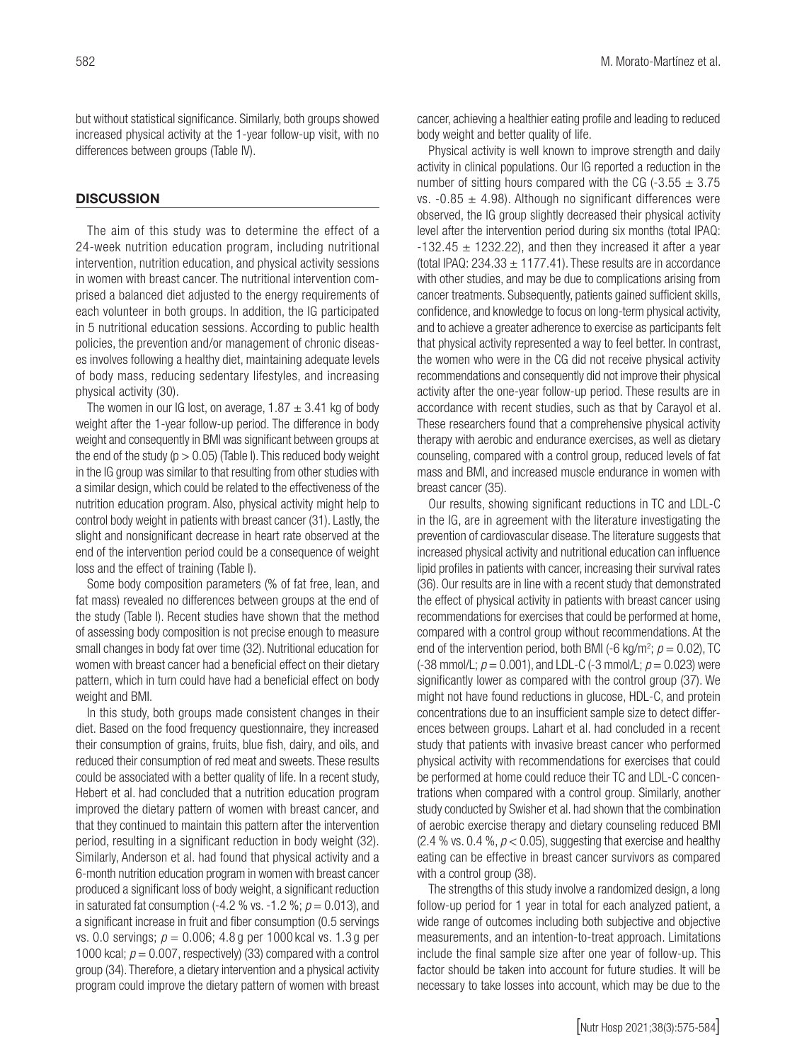but without statistical significance. Similarly, both groups showed increased physical activity at the 1-year follow-up visit, with no differences between groups (Table IV).

## DISCUSSION

The aim of this study was to determine the effect of a 24-week nutrition education program, including nutritional intervention, nutrition education, and physical activity sessions in women with breast cancer. The nutritional intervention comprised a balanced diet adjusted to the energy requirements of each volunteer in both groups. In addition, the IG participated in 5 nutritional education sessions. According to public health policies, the prevention and/or management of chronic diseases involves following a healthy diet, maintaining adequate levels of body mass, reducing sedentary lifestyles, and increasing physical activity (30).

The women in our IG lost, on average, 1.87 ± 3.41 kg of body weight after the 1-year follow-up period. The difference in body weight and consequently in BMI was significant between groups at the end of the study ($p > 0.05$) (Table I). This reduced body weight in the IG group was similar to that resulting from other studies with a similar design, which could be related to the effectiveness of the nutrition education program. Also, physical activity might help to control body weight in patients with breast cancer (31). Lastly, the slight and nonsignificant decrease in heart rate observed at the end of the intervention period could be a consequence of weight loss and the effect of training (Table I).

Some body composition parameters (% of fat free, lean, and fat mass) revealed no differences between groups at the end of the study (Table I). Recent studies have shown that the method of assessing body composition is not precise enough to measure small changes in body fat over time (32). Nutritional education for women with breast cancer had a beneficial effect on their dietary pattern, which in turn could have had a beneficial effect on body weight and BMI.

In this study, both groups made consistent changes in their diet. Based on the food frequency questionnaire, they increased their consumption of grains, fruits, blue fish, dairy, and oils, and reduced their consumption of red meat and sweets. These results could be associated with a better quality of life. In a recent study, Hebert et al. had concluded that a nutrition education program improved the dietary pattern of women with breast cancer, and that they continued to maintain this pattern after the intervention period, resulting in a significant reduction in body weight (32). Similarly, Anderson et al. had found that physical activity and a 6-month nutrition education program in women with breast cancer produced a significant loss of body weight, a significant reduction in saturated fat consumption (-4.2 % vs. -1.2 %; $p = 0.013$), and a significant increase in fruit and fiber consumption (0.5 servings vs. 0.0 servings; $p = 0.006$; 4.8 g per 1000 kcal vs. 1.3 g per 1000 kcal; $p = 0.007$, respectively) (33) compared with a control group (34). Therefore, a dietary intervention and a physical activity program could improve the dietary pattern of women with breast cancer, achieving a healthier eating profile and leading to reduced body weight and better quality of life.

Physical activity is well known to improve strength and daily activity in clinical populations. Our IG reported a reduction in the number of sitting hours compared with the CG (-3.55 ± 3.75 vs. -0.85 ± 4.98). Although no significant differences were observed, the IG group slightly decreased their physical activity level after the intervention period during six months (total IPAQ: -132.45 ± 1232.22), and then they increased it after a year (total IPAQ: 234.33 ± 1177.41). These results are in accordance with other studies, and may be due to complications arising from cancer treatments. Subsequently, patients gained sufficient skills, confidence, and knowledge to focus on long-term physical activity, and to achieve a greater adherence to exercise as participants felt that physical activity represented a way to feel better. In contrast, the women who were in the CG did not receive physical activity recommendations and consequently did not improve their physical activity after the one-year follow-up period. These results are in accordance with recent studies, such as that by Carayol et al. These researchers found that a comprehensive physical activity therapy with aerobic and endurance exercises, as well as dietary counseling, compared with a control group, reduced levels of fat mass and BMI, and increased muscle endurance in women with breast cancer (35).

Our results, showing significant reductions in TC and LDL-C in the IG, are in agreement with the literature investigating the prevention of cardiovascular disease. The literature suggests that increased physical activity and nutritional education can influence lipid profiles in patients with cancer, increasing their survival rates (36). Our results are in line with a recent study that demonstrated the effect of physical activity in patients with breast cancer using recommendations for exercises that could be performed at home, compared with a control group without recommendations. At the end of the intervention period, both BMI (-6 kg/m$^2$; $p = 0.02$), TC (-38 mmol/L; $p = 0.001$), and LDL-C (-3 mmol/L; $p = 0.023$) were significantly lower as compared with the control group (37). We might not have found reductions in glucose, HDL-C, and protein concentrations due to an insufficient sample size to detect differences between groups. Lahart et al. had concluded in a recent study that patients with invasive breast cancer who performed physical activity with recommendations for exercises that could be performed at home could reduce their TC and LDL-C concentrations when compared with a control group. Similarly, another study conducted by Swisher et al. had shown that the combination of aerobic exercise therapy and dietary counseling reduced BMI (2.4 % vs. 0.4 %, $p < 0.05$), suggesting that exercise and healthy eating can be effective in breast cancer survivors as compared with a control group (38).

The strengths of this study involve a randomized design, a long follow-up period for 1 year in total for each analyzed patient, a wide range of outcomes including both subjective and objective measurements, and an intention-to-treat approach. Limitations include the final sample size after one year of follow-up. This factor should be taken into account for future studies. It will be necessary to take losses into account, which may be due to the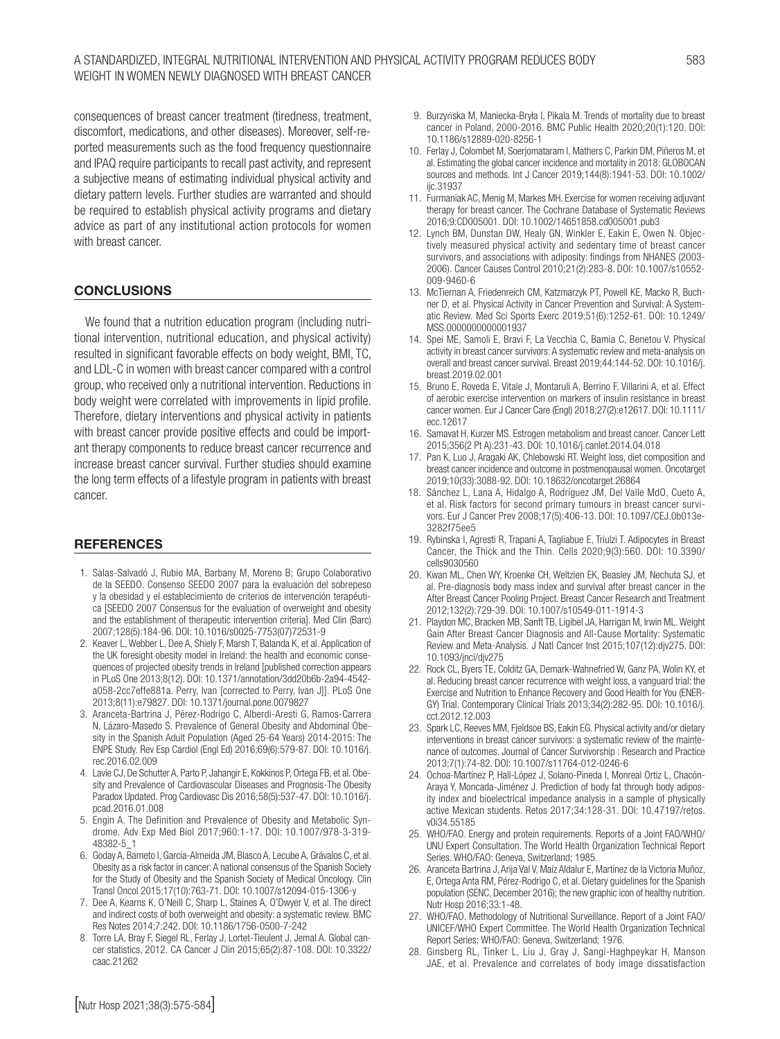consequences of breast cancer treatment (tiredness, treatment, discomfort, medications, and other diseases). Moreover, self-reported measurements such as the food frequency questionnaire and IPAQ require participants to recall past activity, and represent a subjective means of estimating individual physical activity and dietary pattern levels. Further studies are warranted and should be required to establish physical activity programs and dietary advice as part of any institutional action protocols for women with breast cancer.

## CONCLUSIONS

We found that a nutrition education program (including nutritional intervention, nutritional education, and physical activity) resulted in significant favorable effects on body weight, BMI, TC, and LDL-C in women with breast cancer compared with a control group, who received only a nutritional intervention. Reductions in body weight were correlated with improvements in lipid profile. Therefore, dietary interventions and physical activity in patients with breast cancer provide positive effects and could be important therapy components to reduce breast cancer recurrence and increase breast cancer survival. Further studies should examine the long term effects of a lifestyle program in patients with breast cancer.

## REFERENCES

1. Salas-Salvadó J, Rubio MA, Barbany M, Moreno B; Grupo Colaborativo de la SEEDO. Consenso SEEDO 2007 para la evaluación del sobrepeso y la obesidad y el establecimiento de criterios de intervención terapéutica [SEEDO 2007 Consensus for the evaluation of overweight and obesity and the establishment of therapeutic intervention criteria]. Med Clin (Barc) 2007;128(5):184-96. DOI: 10.1016/s0025-7753(07)72531-9
2. Keaver L, Webber L, Dee A, Shiely F, Marsh T, Balanda K, et al. Application of the UK foresight obesity model in Ireland: the health and economic consequences of projected obesity trends in Ireland [published correction appears in PLoS One 2013;8(12). DOI: 10.1371/annotation/3dd20b6b-2a94-4542-a058-2cc7effe881a. Perry, Ivan [corrected to Perry, Ivan J]]. PLoS One 2013;8(11):e79827. DOI: 10.1371/journal.pone.0079827
3. Aranceta-Bartrina J, Pérez-Rodrigo C, Alberdi-Aresti G, Ramos-Carrera N, Lázaro-Masedo S. Prevalence of General Obesity and Abdominal Obesity in the Spanish Adult Population (Aged 25-64 Years) 2014-2015: The ENPE Study. Rev Esp Cardiol (Engl Ed) 2016;69(6):579-87. DOI: 10.1016/j.rec.2016.02.009
4. Lavie CJ, De Schutter A, Parto P, Jahangir E, Kokkinos P, Ortega FB, et al. Obesity and Prevalence of Cardiovascular Diseases and Prognosis-The Obesity Paradox Updated. Prog Cardiovasc Dis 2016;58(5):537-47. DOI: 10.1016/j.pcad.2016.01.008
5. Engin A. The Definition and Prevalence of Obesity and Metabolic Syndrome. Adv Exp Med Biol 2017;960:1-17. DOI: 10.1007/978-3-319-48382-5_1
6. Goday A, Barneto I, García-Almeida JM, Blasco A, Lecube A, Grávalos C, et al. Obesity as a risk factor in cancer: A national consensus of the Spanish Society for the Study of Obesity and the Spanish Society of Medical Oncology. Clin Transl Oncol 2015;17(10):763-71. DOI: 10.1007/s12094-015-1306-y
7. Dee A, Kearns K, O'Neill C, Sharp L, Staines A, O'Dwyer V, et al. The direct and indirect costs of both overweight and obesity: a systematic review. BMC Res Notes 2014;7:242. DOI: 10.1186/1756-0500-7-242
8. Torre LA, Bray F, Siegel RL, Ferlay J, Lortet-Tieulent J, Jemal A. Global cancer statistics, 2012. CA Cancer J Clin 2015;65(2):87-108. DOI: 10.3322/caac.21262
9. Burzyńska M, Maniecka-Bryła I, Pikala M. Trends of mortality due to breast cancer in Poland, 2000-2016. BMC Public Health 2020;20(1):120. DOI: 10.1186/s12889-020-8256-1
10. Ferlay J, Colombet M, Soerjomataram I, Mathers C, Parkin DM, Piñeros M, et al. Estimating the global cancer incidence and mortality in 2018: GLOBOCAN sources and methods. Int J Cancer 2019;144(8):1941-53. DOI: 10.1002/ijc.31937
11. Furmaniak AC, Menig M, Markes MH. Exercise for women receiving adjuvant therapy for breast cancer. The Cochrane Database of Systematic Reviews 2016;9:CD005001. DOI: 10.1002/14651858.cd005001.pub3
12. Lynch BM, Dunstan DW, Healy GN, Winkler E, Eakin E, Owen N. Objectively measured physical activity and sedentary time of breast cancer survivors, and associations with adiposity: findings from NHANES (2003-2006). Cancer Causes Control 2010;21(2):283-8. DOI: 10.1007/s10552-009-9460-6
13. McTiernan A, Friedenreich CM, Katzmarzyk PT, Powell KE, Macko R, Buchner D, et al. Physical Activity in Cancer Prevention and Survival: A Systematic Review. Med Sci Sports Exerc 2019;51(6):1252-61. DOI: 10.1249/MSS.0000000000001937
14. Spei ME, Samoli E, Bravi F, La Vecchia C, Bamia C, Benetou V. Physical activity in breast cancer survivors: A systematic review and meta-analysis on overall and breast cancer survival. Breast 2019;44:144-52. DOI: 10.1016/j.breast.2019.02.001
15. Bruno E, Roveda E, Vitale J, Montaruli A, Berrino F, Villarini A, et al. Effect of aerobic exercise intervention on markers of insulin resistance in breast cancer women. Eur J Cancer Care (Engl) 2018;27(2):e12617. DOI: 10.1111/ecc.12617
16. Samavat H, Kurzer MS. Estrogen metabolism and breast cancer. Cancer Lett 2015;356(2 Pt A):231-43. DOI: 10.1016/j.canlet.2014.04.018
17. Pan K, Luo J, Aragaki AK, Chlebowski RT. Weight loss, diet composition and breast cancer incidence and outcome in postmenopausal women. Oncotarget 2019;10(33):3088-92. DOI: 10.18632/oncotarget.26864
18. Sánchez L, Lana A, Hidalgo A, Rodríguez JM, Del Valle MdO, Cueto A, et al. Risk factors for second primary tumours in breast cancer survivors. Eur J Cancer Prev 2008;17(5):406-13. DOI: 10.1097/CEJ.0b013e3282f75ee5
19. Rybinska I, Agresti R, Trapani A, Tagliabue E, Triulzi T. Adipocytes in Breast Cancer, the Thick and the Thin. Cells 2020;9(3):560. DOI: 10.3390/cells9030560
20. Kwan ML, Chen WY, Kroenke CH, Weltzien EK, Beasley JM, Nechuta SJ, et al. Pre-diagnosis body mass index and survival after breast cancer in the After Breast Cancer Pooling Project. Breast Cancer Research and Treatment 2012;132(2):729-39. DOI: 10.1007/s10549-011-1914-3
21. Playdon MC, Bracken MB, Sanft TB, Ligibel JA, Harrigan M, Irwin ML. Weight Gain After Breast Cancer Diagnosis and All-Cause Mortality: Systematic Review and Meta-Analysis. J Natl Cancer Inst 2015;107(12):djv275. DOI: 10.1093/jnci/djv275
22. Rock CL, Byers TE, Colditz GA, Demark-Wahnefried W, Ganz PA, Wolin KY, et al. Reducing breast cancer recurrence with weight loss, a vanguard trial: the Exercise and Nutrition to Enhance Recovery and Good Health for You (ENERGY) Trial. Contemporary Clinical Trials 2013;34(2):282-95. DOI: 10.1016/j.cct.2012.12.003
23. Spark LC, Reeves MM, Fjeldsoe BS, Eakin EG. Physical activity and/or dietary interventions in breast cancer survivors: a systematic review of the maintenance of outcomes. Journal of Cancer Survivorship : Research and Practice 2013;7(1):74-82. DOI: 10.1007/s11764-012-0246-6
24. Ochoa-Martínez P, Hall-López J, Solano-Pineda I, Monreal Ortiz L, Chacón-Araya Y, Moncada-Jiménez J. Prediction of body fat through body adiposity index and bioelectrical impedance analysis in a sample of physically active Mexican students. Retos 2017;34:128-31. DOI: 10.47197/retos.v0i34.55185
25. WHO/FAO. Energy and protein requirements. Reports of a Joint FAO/WHO/UNU Expert Consultation. The World Health Organization Technical Report Series. WHO/FAO: Geneva, Switzerland; 1985.
26. Aranceta Bartrina J, Arija Val V, Maíz Aldalur E, Martínez de la Victoria Muñoz, E, Ortega Anta RM, Pérez-Rodrigo C, et al. Dietary guidelines for the Spanish population (SENC, December 2016); the new graphic icon of healthy nutrition. Nutr Hosp 2016;33:1-48.
27. WHO/FAO. Methodology of Nutritional Surveillance. Report of a Joint FAO/UNICEF/WHO Expert Committee. The World Health Organization Technical Report Series; WHO/FAO: Geneva, Switzerland; 1976.
28. Ginsberg RL, Tinker L, Liu J, Gray J, Sangi-Haghpeykar H, Manson JAE, et al. Prevalence and correlates of body image dissatisfaction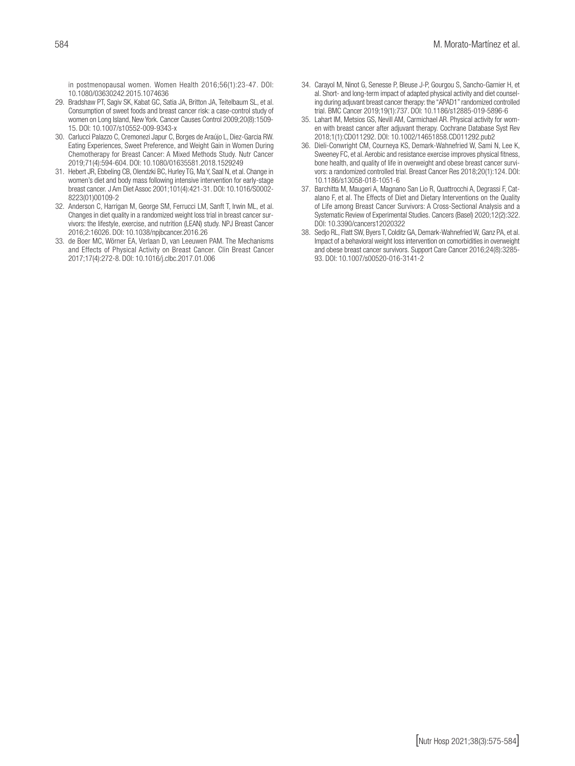in postmenopausal women. Women Health 2016;56(1):23-47. DOI: 10.1080/03630242.2015.1074636

29. Bradshaw PT, Sagiv SK, Kabat GC, Satia JA, Britton JA, Teitelbaum SL, et al. Consumption of sweet foods and breast cancer risk: a case-control study of women on Long Island, New York. Cancer Causes Control 2009;20(8):1509-15. DOI: 10.1007/s10552-009-9343-x
30. Carlucci Palazzo C, Cremonezi Japur C, Borges de Araújo L, Diez-Garcia RW. Eating Experiences, Sweet Preference, and Weight Gain in Women During Chemotherapy for Breast Cancer: A Mixed Methods Study. Nutr Cancer 2019;71(4):594-604. DOI: 10.1080/01635581.2018.1529249
31. Hebert JR, Ebbeling CB, Olendzki BC, Hurley TG, Ma Y, Saal N, et al. Change in women's diet and body mass following intensive intervention for early-stage breast cancer. J Am Diet Assoc 2001;101(4):421-31. DOI: 10.1016/S0002-8223(01)00109-2
32. Anderson C, Harrigan M, George SM, Ferrucci LM, Sanft T, Irwin ML, et al. Changes in diet quality in a randomized weight loss trial in breast cancer survivors: the lifestyle, exercise, and nutrition (LEAN) study. NPJ Breast Cancer 2016;2:16026. DOI: 10.1038/npjbcancer.2016.26
33. de Boer MC, Wörner EA, Verlaan D, van Leeuwen PAM. The Mechanisms and Effects of Physical Activity on Breast Cancer. Clin Breast Cancer 2017;17(4):272-8. DOI: 10.1016/j.clbc.2017.01.006
34. Carayol M, Ninot G, Senesse P, Bleuse J-P, Gourgou S, Sancho-Garnier H, et al. Short- and long-term impact of adapted physical activity and diet counseling during adjuvant breast cancer therapy: the "APAD1" randomized controlled trial. BMC Cancer 2019;19(1):737. DOI: 10.1186/s12885-019-5896-6
35. Lahart IM, Metsios GS, Nevill AM, Carmichael AR. Physical activity for women with breast cancer after adjuvant therapy. Cochrane Database Syst Rev 2018;1(1):CD011292. DOI: 10.1002/14651858.CD011292.pub2
36. Dieli-Conwright CM, Courneya KS, Demark-Wahnefried W, Sami N, Lee K, Sweeney FC, et al. Aerobic and resistance exercise improves physical fitness, bone health, and quality of life in overweight and obese breast cancer survivors: a randomized controlled trial. Breast Cancer Res 2018;20(1):124. DOI: 10.1186/s13058-018-1051-6
37. Barchitta M, Maugeri A, Magnano San Lio R, Quattrocchi A, Degrassi F, Catalano F, et al. The Effects of Diet and Dietary Interventions on the Quality of Life among Breast Cancer Survivors: A Cross-Sectional Analysis and a Systematic Review of Experimental Studies. Cancers (Basel) 2020;12(2):322. DOI: 10.3390/cancers12020322
38. Sedjo RL, Flatt SW, Byers T, Colditz GA, Demark-Wahnefried W, Ganz PA, et al. Impact of a behavioral weight loss intervention on comorbidities in overweight and obese breast cancer survivors. Support Care Cancer 2016;24(8):3285-93. DOI: 10.1007/s00520-016-3141-2